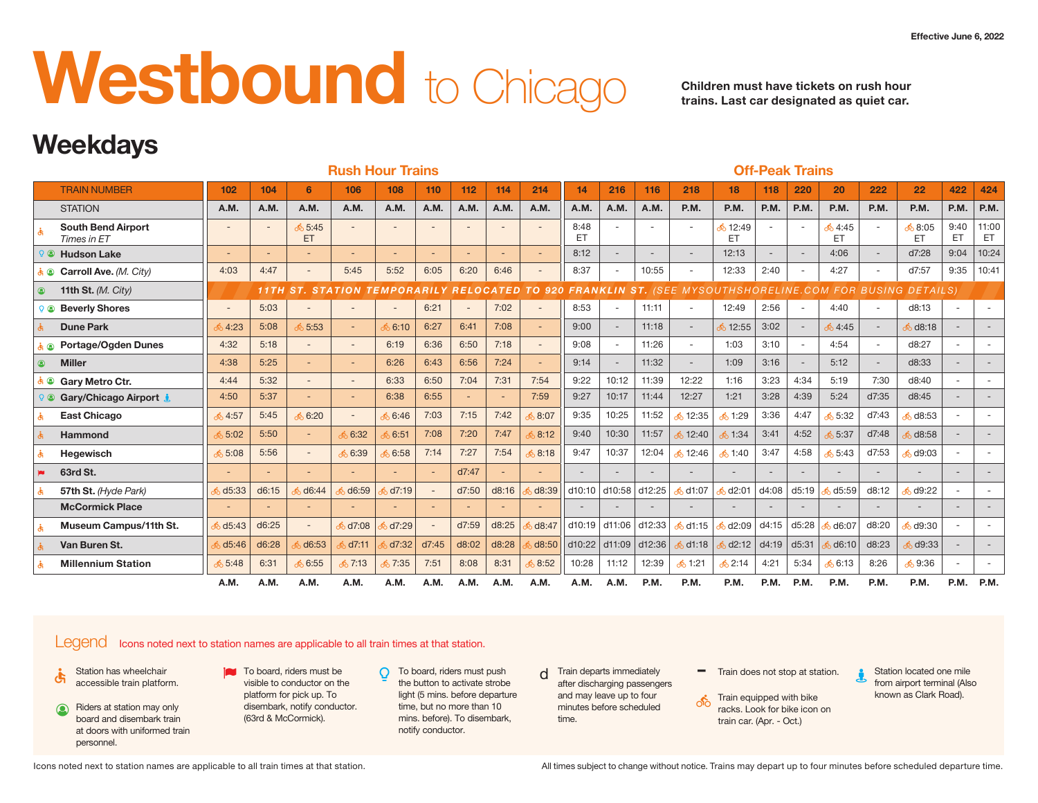Effective June 6, 2022

# Westbound to Chicago

Children must have tickets on rush hour trains. Last car designated as quiet car.

## Weekdays

| | Rush Hour Trains | | | | | | | | | Off-Peak Trains | | | | | | | | | | | | |
|---|---|---|---|---|---|---|---|---|---|---|---|---|---|---|---|---|---|---|---|---|---|---|
| TRAIN NUMBER | 102 | 104 | 6 | 106 | 108 | 110 | 112 | 114 | 214 | 14 | 216 | 116 | 218 | 18 | 118 | 220 | 20 | 222 | 22 | 422 | 424 |
| STATION | A.M. | A.M. | A.M. | A.M. | A.M. | A.M. | A.M. | A.M. | A.M. | A.M. | A.M. | A.M. | P.M. | P.M. | P.M. | P.M. | P.M. | P.M. | P.M. | P.M. | P.M. |
| South Bend Airport *Times in ET* | - | - | 🚲 5:45 ET | - | - | - | - | - | - | 8:48 ET | - | - | - | 🚲 12:49 ET | - | - | 🚲 4:45 ET | - | 🚲 8:05 ET | 9:40 ET | 11:00 ET |
| Hudson Lake | - | - | - | - | - | - | - | - | - | 8:12 | - | - | - | 12:13 | - | - | 4:06 | - | d7:28 | 9:04 | 10:24 |
| Carroll Ave. *(M. City)* | 4:03 | 4:47 | - | 5:45 | 5:52 | 6:05 | 6:20 | 6:46 | - | 8:37 | - | 10:55 | - | 12:33 | 2:40 | - | 4:27 | - | d7:57 | 9:35 | 10:41 |
| 11th St. *(M. City)* | 11TH ST. STATION TEMPORARILY RELOCATED TO 920 FRANKLIN ST. (SEE MYSOUTHSHORELINE.COM FOR BUSING DETAILS) | | | | | | | | | | | | | | | | | | | | |
| Beverly Shores | - | 5:03 | - | - | - | 6:21 | - | 7:02 | - | 8:53 | - | 11:11 | - | 12:49 | 2:56 | - | 4:40 | - | d8:13 | - | - |
| Dune Park | 🚲 4:23 | 5:08 | 🚲 5:53 | - | 🚲 6:10 | 6:27 | 6:41 | 7:08 | - | 9:00 | - | 11:18 | - | 🚲 12:55 | 3:02 | - | 🚲 4:45 | - | 🚲 d8:18 | - | - |
| Portage/Ogden Dunes | 4:32 | 5:18 | - | - | 6:19 | 6:36 | 6:50 | 7:18 | - | 9:08 | - | 11:26 | - | 1:03 | 3:10 | - | 4:54 | - | d8:27 | - | - |
| Miller | 4:38 | 5:25 | - | - | 6:26 | 6:43 | 6:56 | 7:24 | - | 9:14 | - | 11:32 | - | 1:09 | 3:16 | - | 5:12 | - | d8:33 | - | - |
| Gary Metro Ctr. | 4:44 | 5:32 | - | - | 6:33 | 6:50 | 7:04 | 7:31 | 7:54 | 9:22 | 10:12 | 11:39 | 12:22 | 1:16 | 3:23 | 4:34 | 5:19 | 7:30 | d8:40 | - | - |
| Gary/Chicago Airport | 4:50 | 5:37 | - | - | 6:38 | 6:55 | - | - | 7:59 | 9:27 | 10:17 | 11:44 | 12:27 | 1:21 | 3:28 | 4:39 | 5:24 | d7:35 | d8:45 | - | - |
| East Chicago | 🚲 4:57 | 5:45 | 🚲 6:20 | - | 🚲 6:46 | 7:03 | 7:15 | 7:42 | 🚲 8:07 | 9:35 | 10:25 | 11:52 | 🚲 12:35 | 🚲 1:29 | 3:36 | 4:47 | 🚲 5:32 | d7:43 | 🚲 d8:53 | - | - |
| Hammond | 🚲 5:02 | 5:50 | - | 🚲 6:32 | 🚲 6:51 | 7:08 | 7:20 | 7:47 | 🚲 8:12 | 9:40 | 10:30 | 11:57 | 🚲 12:40 | 🚲 1:34 | 3:41 | 4:52 | 🚲 5:37 | d7:48 | 🚲 d8:58 | - | - |
| Hegewisch | 🚲 5:08 | 5:56 | - | 🚲 6:39 | 🚲 6:58 | 7:14 | 7:27 | 7:54 | 🚲 8:18 | 9:47 | 10:37 | 12:04 | 🚲 12:46 | 🚲 1:40 | 3:47 | 4:58 | 🚲 5:43 | d7:53 | 🚲 d9:03 | - | - |
| 63rd St. | - | - | - | - | - | - | d7:47 | - | - | - | - | - | - | - | - | - | - | - | - | - | - |
| 57th St. *(Hyde Park)* | 🚲 d5:33 | d6:15 | 🚲 d6:44 | 🚲 d6:59 | 🚲 d7:19 | - | d7:50 | d8:16 | 🚲 d8:39 | d10:10 | d10:58 | d12:25 | 🚲 d1:07 | 🚲 d2:01 | d4:08 | d5:19 | 🚲 d5:59 | d8:12 | 🚲 d9:22 | - | - |
| McCormick Place | - | - | - | - | - | - | - | - | - | - | - | - | - | - | - | - | - | - | - | - | - |
| Museum Campus/11th St. | 🚲 d5:43 | d6:25 | - | 🚲 d7:08 | 🚲 d7:29 | - | d7:59 | d8:25 | 🚲 d8:47 | d10:19 | d11:06 | d12:33 | 🚲 d1:15 | 🚲 d2:09 | d4:15 | d5:28 | 🚲 d6:07 | d8:20 | 🚲 d9:30 | - | - |
| Van Buren St. | 🚲 d5:46 | d6:28 | 🚲 d6:53 | 🚲 d7:11 | 🚲 d7:32 | d7:45 | d8:02 | d8:28 | 🚲 d8:50 | d10:22 | d11:09 | d12:36 | 🚲 d1:18 | 🚲 d2:12 | d4:19 | d5:31 | 🚲 d6:10 | d8:23 | 🚲 d9:33 | - | - |
| Millennium Station | 🚲 5:48 | 6:31 | 🚲 6:55 | 🚲 7:13 | 🚲 7:35 | 7:51 | 8:08 | 8:31 | 🚲 8:52 | 10:28 | 11:12 | 12:39 | 🚲 1:21 | 🚲 2:14 | 4:21 | 5:34 | 🚲 6:13 | 8:26 | 🚲 9:36 | - | - |
| | A.M. | A.M. | A.M. | A.M. | A.M. | A.M. | A.M. | A.M. | A.M. | A.M. | A.M. | P.M. | P.M. | P.M. | P.M. | P.M. | P.M. | P.M. | P.M. | P.M. | P.M. |

## Legend

Icons noted next to station names are applicable to all train times at that station.

- ♿ Station has wheelchair accessible train platform.
- Riders at station may only board and disembark train at doors with uniformed train personnel.
- 🚩 To board, riders must be visible to conductor on the platform for pick up. To disembark, notify conductor. (63rd & McCormick).
- To board, riders must push the button to activate strobe light (5 mins. before departure time, but no more than 10 mins. before). To disembark, notify conductor.
- **d** Train departs immediately after discharging passengers and may leave up to four minutes before scheduled time.
- **-** Train does not stop at station.
- 🚲 Train equipped with bike racks. Look for bike icon on train car. (Apr. - Oct.)
- Station located one mile from airport terminal (Also known as Clark Road).

Icons noted next to station names are applicable to all train times at that station.

All times subject to change without notice. Trains may depart up to four minutes before scheduled departure time.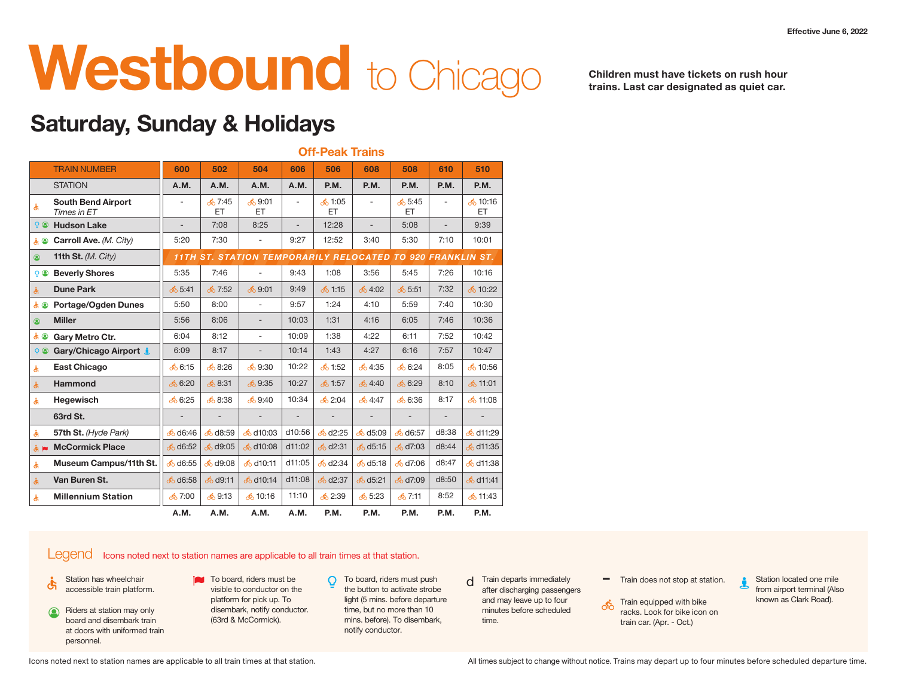Effective June 6, 2022

# Westbound to Chicago

**Children must have tickets on rush hour trains. Last car designated as quiet car.**

## Saturday, Sunday & Holidays

### Off-Peak Trains

| TRAIN NUMBER | 600 | 502 | 504 | 606 | 506 | 608 | 508 | 610 | 510 |
|---|---|---|---|---|---|---|---|---|---|
| STATION | A.M. | A.M. | A.M. | A.M. | P.M. | P.M. | P.M. | P.M. | P.M. |
| South Bend Airport *Times in ET* | - | 7:45 ET | 9:01 ET | - | 1:05 ET | - | 5:45 ET | - | 10:16 ET |
| Hudson Lake | - | 7:08 | 8:25 | - | 12:28 | - | 5:08 | - | 9:39 |
| Carroll Ave. *(M. City)* | 5:20 | 7:30 | - | 9:27 | 12:52 | 3:40 | 5:30 | 7:10 | 10:01 |
| 11th St. *(M. City)* | 11TH ST. STATION TEMPORARILY RELOCATED TO 920 FRANKLIN ST. | | | | | | | | |
| Beverly Shores | 5:35 | 7:46 | - | 9:43 | 1:08 | 3:56 | 5:45 | 7:26 | 10:16 |
| Dune Park | 5:41 | 7:52 | 9:01 | 9:49 | 1:15 | 4:02 | 5:51 | 7:32 | 10:22 |
| Portage/Ogden Dunes | 5:50 | 8:00 | - | 9:57 | 1:24 | 4:10 | 5:59 | 7:40 | 10:30 |
| Miller | 5:56 | 8:06 | - | 10:03 | 1:31 | 4:16 | 6:05 | 7:46 | 10:36 |
| Gary Metro Ctr. | 6:04 | 8:12 | - | 10:09 | 1:38 | 4:22 | 6:11 | 7:52 | 10:42 |
| Gary/Chicago Airport | 6:09 | 8:17 | - | 10:14 | 1:43 | 4:27 | 6:16 | 7:57 | 10:47 |
| East Chicago | 6:15 | 8:26 | 9:30 | 10:22 | 1:52 | 4:35 | 6:24 | 8:05 | 10:56 |
| Hammond | 6:20 | 8:31 | 9:35 | 10:27 | 1:57 | 4:40 | 6:29 | 8:10 | 11:01 |
| Hegewisch | 6:25 | 8:38 | 9:40 | 10:34 | 2:04 | 4:47 | 6:36 | 8:17 | 11:08 |
| 63rd St. | - | - | - | - | - | - | - | - | - |
| 57th St. *(Hyde Park)* | d6:46 | d8:59 | d10:03 | d10:56 | d2:25 | d5:09 | d6:57 | d8:38 | d11:29 |
| McCormick Place | d6:52 | d9:05 | d10:08 | d11:02 | d2:31 | d5:15 | d7:03 | d8:44 | d11:35 |
| Museum Campus/11th St. | d6:55 | d9:08 | d10:11 | d11:05 | d2:34 | d5:18 | d7:06 | d8:47 | d11:38 |
| Van Buren St. | d6:58 | d9:11 | d10:14 | d11:08 | d2:37 | d5:21 | d7:09 | d8:50 | d11:41 |
| Millennium Station | 7:00 | 9:13 | 10:16 | 11:10 | 2:39 | 5:23 | 7:11 | 8:52 | 11:43 |
| | A.M. | A.M. | A.M. | A.M. | P.M. | P.M. | P.M. | P.M. | P.M. |

## Legend

Icons noted next to station names are applicable to all train times at that station.

- Station has wheelchair accessible train platform.
- Riders at station may only board and disembark train at doors with uniformed train personnel.
- To board, riders must be visible to conductor on the platform for pick up. To disembark, notify conductor. (63rd & McCormick).
- To board, riders must push the button to activate strobe light (5 mins. before departure time, but no more than 10 mins. before). To disembark, notify conductor.
- d — Train departs immediately after discharging passengers and may leave up to four minutes before scheduled time.
- \- — Train does not stop at station.
- Train equipped with bike racks. Look for bike icon on train car. (Apr. - Oct.)
- Station located one mile from airport terminal (Also known as Clark Road).

Icons noted next to station names are applicable to all train times at that station.

All times subject to change without notice. Trains may depart up to four minutes before scheduled departure time.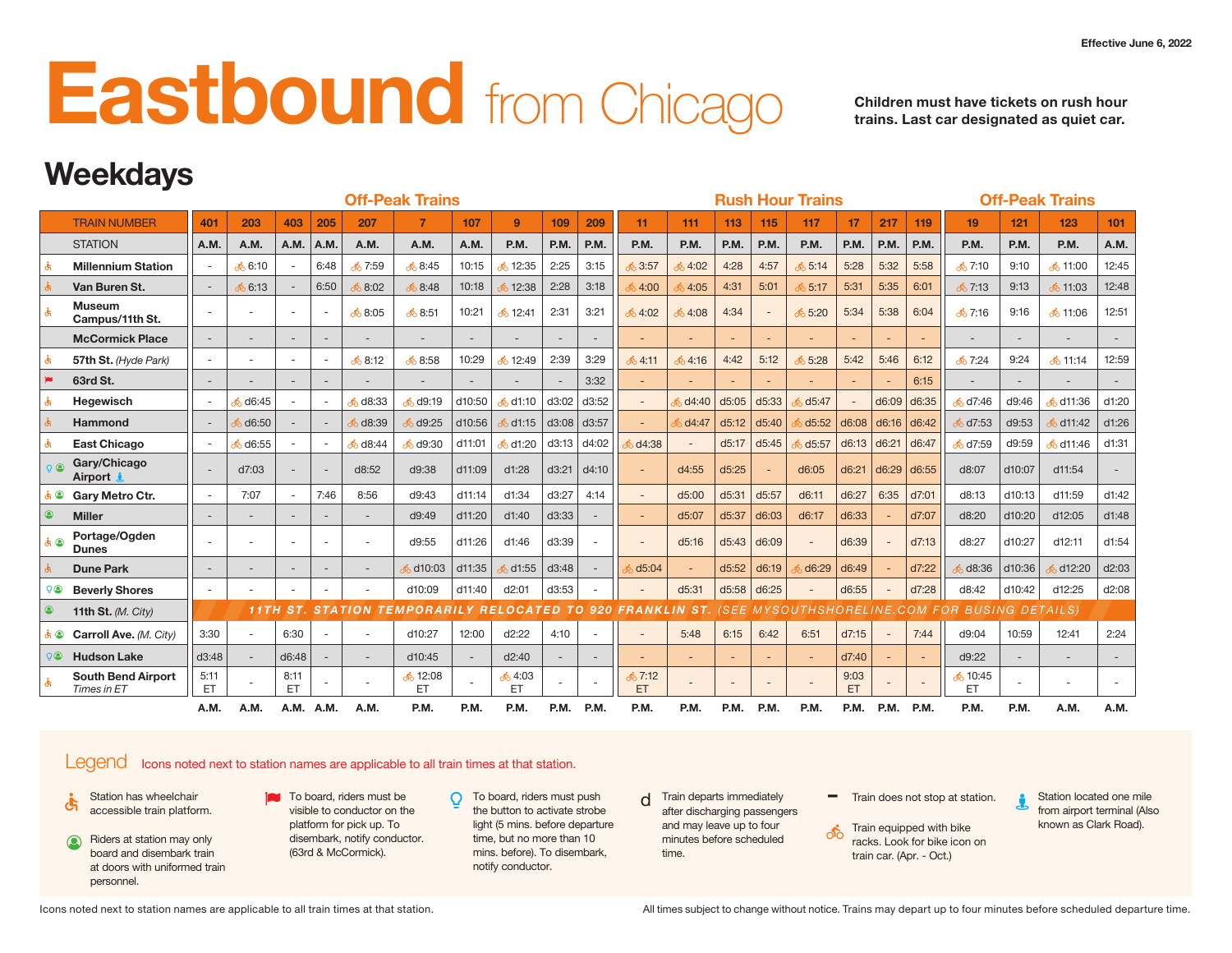Effective June 6, 2022

# Eastbound from Chicago

**Children must have tickets on rush hour trains. Last car designated as quiet car.**

## Weekdays

| | Off-Peak Trains | | | | | | | | | | Rush Hour Trains | | | | | | | | Off-Peak Trains | | | |
|---|---|---|---|---|---|---|---|---|---|---|---|---|---|---|---|---|---|---|---|---|---|---|
| TRAIN NUMBER | 401 | 203 | 403 | 205 | 207 | 7 | 107 | 9 | 109 | 209 | 11 | 111 | 113 | 115 | 117 | 17 | 217 | 119 | 19 | 121 | 123 | 101 |
| STATION | A.M. | A.M. | A.M. | A.M. | A.M. | A.M. | A.M. | P.M. | P.M. | P.M. | P.M. | P.M. | P.M. | P.M. | P.M. | P.M. | P.M. | P.M. | P.M. | P.M. | P.M. | A.M. |
| Millennium Station | - | 6:10 | - | 6:48 | 7:59 | 8:45 | 10:15 | 12:35 | 2:25 | 3:15 | 3:57 | 4:02 | 4:28 | 4:57 | 5:14 | 5:28 | 5:32 | 5:58 | 7:10 | 9:10 | 11:00 | 12:45 |
| Van Buren St. | - | 6:13 | - | 6:50 | 8:02 | 8:48 | 10:18 | 12:38 | 2:28 | 3:18 | 4:00 | 4:05 | 4:31 | 5:01 | 5:17 | 5:31 | 5:35 | 6:01 | 7:13 | 9:13 | 11:03 | 12:48 |
| Museum Campus/11th St. | - | - | - | - | 8:05 | 8:51 | 10:21 | 12:41 | 2:31 | 3:21 | 4:02 | 4:08 | 4:34 | - | 5:20 | 5:34 | 5:38 | 6:04 | 7:16 | 9:16 | 11:06 | 12:51 |
| McCormick Place | - | - | - | - | - | - | - | - | - | - | - | - | - | - | - | - | - | - | - | - | - | - |
| 57th St. *(Hyde Park)* | - | - | - | - | 8:12 | 8:58 | 10:29 | 12:49 | 2:39 | 3:29 | 4:11 | 4:16 | 4:42 | 5:12 | 5:28 | 5:42 | 5:46 | 6:12 | 7:24 | 9:24 | 11:14 | 12:59 |
| 63rd St. | - | - | - | - | - | - | - | - | - | 3:32 | - | - | - | - | - | - | - | 6:15 | - | - | - | - |
| Hegewisch | - | d6:45 | - | - | d8:33 | d9:19 | d10:50 | d1:10 | d3:02 | d3:52 | - | d4:40 | d5:05 | d5:33 | d5:47 | - | d6:09 | d6:35 | d7:46 | d9:46 | d11:36 | d1:20 |
| Hammond | - | d6:50 | - | - | d8:39 | d9:25 | d10:56 | d1:15 | d3:08 | d3:57 | - | d4:47 | d5:12 | d5:40 | d5:52 | d6:08 | d6:16 | d6:42 | d7:53 | d9:53 | d11:42 | d1:26 |
| East Chicago | - | d6:55 | - | - | d8:44 | d9:30 | d11:01 | d1:20 | d3:13 | d4:02 | d4:38 | - | d5:17 | d5:45 | d5:57 | d6:13 | d6:21 | d6:47 | d7:59 | d9:59 | d11:46 | d1:31 |
| Gary/Chicago Airport | - | d7:03 | - | - | d8:52 | d9:38 | d11:09 | d1:28 | d3:21 | d4:10 | - | d4:55 | d5:25 | - | d6:05 | d6:21 | d6:29 | d6:55 | d8:07 | d10:07 | d11:54 | - |
| Gary Metro Ctr. | - | 7:07 | - | 7:46 | 8:56 | d9:43 | d11:14 | d1:34 | d3:27 | 4:14 | - | d5:00 | d5:31 | d5:57 | d6:11 | d6:27 | 6:35 | d7:01 | d8:13 | d10:13 | d11:59 | d1:42 |
| Miller | - | - | - | - | - | d9:49 | d11:20 | d1:40 | d3:33 | - | - | d5:07 | d5:37 | d6:03 | d6:17 | d6:33 | - | d7:07 | d8:20 | d10:20 | d12:05 | d1:48 |
| Portage/Ogden Dunes | - | - | - | - | - | d9:55 | d11:26 | d1:46 | d3:39 | - | - | d5:16 | d5:43 | d6:09 | - | d6:39 | - | d7:13 | d8:27 | d10:27 | d12:11 | d1:54 |
| Dune Park | - | - | - | - | - | d10:03 | d11:35 | d1:55 | d3:48 | - | d5:04 | - | d5:52 | d6:19 | d6:29 | d6:49 | - | d7:22 | d8:36 | d10:36 | d12:20 | d2:03 |
| Beverly Shores | - | - | - | - | - | d10:09 | d11:40 | d2:01 | d3:53 | - | - | d5:31 | d5:58 | d6:25 | - | d6:55 | - | d7:28 | d8:42 | d10:42 | d12:25 | d2:08 |
| 11th St. *(M. City)* | 11TH ST. STATION TEMPORARILY RELOCATED TO 920 FRANKLIN ST. (SEE MYSOUTHSHORELINE.COM FOR BUSING DETAILS) | | | | | | | | | | | | | | | | | | | | | |
| Carroll Ave. *(M. City)* | 3:30 | - | 6:30 | - | - | d10:27 | 12:00 | d2:22 | 4:10 | - | - | 5:48 | 6:15 | 6:42 | 6:51 | d7:15 | - | 7:44 | d9:04 | 10:59 | 12:41 | 2:24 |
| Hudson Lake | d3:48 | - | d6:48 | - | - | d10:45 | - | d2:40 | - | - | - | - | - | - | - | d7:40 | - | - | d9:22 | - | - | - |
| South Bend Airport *Times in ET* | 5:11 ET | - | 8:11 ET | - | - | 12:08 ET | - | 4:03 ET | - | - | 7:12 ET | - | - | - | - | 9:03 ET | - | - | 10:45 ET | - | - | - |
| | A.M. | A.M. | A.M. | A.M. | A.M. | P.M. | P.M. | P.M. | P.M. | P.M. | P.M. | P.M. | P.M. | P.M. | P.M. | P.M. | P.M. | P.M. | P.M. | P.M. | A.M. | A.M. |

Stations with wheelchair accessible train platforms: Millennium Station, Van Buren St., Museum Campus/11th St., 57th St., Hegewisch, Hammond, East Chicago, Gary Metro Ctr., Portage/Ogden Dunes, Dune Park, Carroll Ave., South Bend Airport. 63rd St.: flag stop. Gary/Chicago Airport, Beverly Shores, Hudson Lake: strobe light stops. Gary/Chicago Airport, Gary Metro Ctr., Miller, Portage/Ogden Dunes, Beverly Shores, 11th St., Carroll Ave., Hudson Lake: board/disembark only at doors with uniformed train personnel. Gary/Chicago Airport: station located one mile from airport terminal.

## Legend

Icons noted next to station names are applicable to all train times at that station.

- Station has wheelchair accessible train platform.
- Riders at station may only board and disembark train at doors with uniformed train personnel.
- To board, riders must be visible to conductor on the platform for pick up. To disembark, notify conductor. (63rd & McCormick).
- To board, riders must push the button to activate strobe light (5 mins. before departure time, but no more than 10 mins. before). To disembark, notify conductor.
- d Train departs immediately after discharging passengers and may leave up to four minutes before scheduled time.
- \- Train does not stop at station.
- Train equipped with bike racks. Look for bike icon on train car. (Apr. - Oct.)
- Station located one mile from airport terminal (Also known as Clark Road).

Icons noted next to station names are applicable to all train times at that station.

All times subject to change without notice. Trains may depart up to four minutes before scheduled departure time.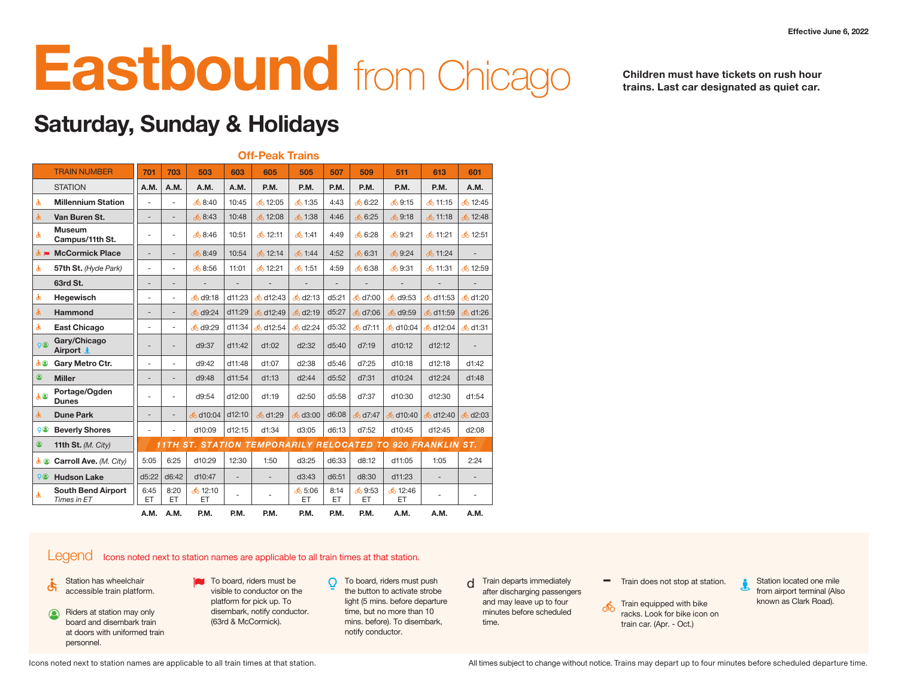Effective June 6, 2022

# Eastbound from Chicago

Children must have tickets on rush hour trains. Last car designated as quiet car.

## Saturday, Sunday & Holidays

Off-Peak Trains

| TRAIN NUMBER | 701 | 703 | 503 | 603 | 605 | 505 | 507 | 509 | 511 | 613 | 601 |
|---|---|---|---|---|---|---|---|---|---|---|---|
| STATION | A.M. | A.M. | A.M. | A.M. | P.M. | P.M. | P.M. | P.M. | P.M. | P.M. | A.M. |
| Millennium Station | - | - | 8:40 | 10:45 | 12:05 | 1:35 | 4:43 | 6:22 | 9:15 | 11:15 | 12:45 |
| Van Buren St. | - | - | 8:43 | 10:48 | 12:08 | 1:38 | 4:46 | 6:25 | 9:18 | 11:18 | 12:48 |
| Museum Campus/11th St. | - | - | 8:46 | 10:51 | 12:11 | 1:41 | 4:49 | 6:28 | 9:21 | 11:21 | 12:51 |
| McCormick Place | - | - | 8:49 | 10:54 | 12:14 | 1:44 | 4:52 | 6:31 | 9:24 | 11:24 | - |
| 57th St. *(Hyde Park)* | - | - | 8:56 | 11:01 | 12:21 | 1:51 | 4:59 | 6:38 | 9:31 | 11:31 | 12:59 |
| 63rd St. | - | - | - | - | - | - | - | - | - | - | - |
| Hegewisch | - | - | d9:18 | d11:23 | d12:43 | d2:13 | d5:21 | d7:00 | d9:53 | d11:53 | d1:20 |
| Hammond | - | - | d9:24 | d11:29 | d12:49 | d2:19 | d5:27 | d7:06 | d9:59 | d11:59 | d1:26 |
| East Chicago | - | - | d9:29 | d11:34 | d12:54 | d2:24 | d5:32 | d7:11 | d10:04 | d12:04 | d1:31 |
| Gary/Chicago Airport | - | - | d9:37 | d11:42 | d1:02 | d2:32 | d5:40 | d7:19 | d10:12 | d12:12 | - |
| Gary Metro Ctr. | - | - | d9:42 | d11:48 | d1:07 | d2:38 | d5:46 | d7:25 | d10:18 | d12:18 | d1:42 |
| Miller | - | - | d9:48 | d11:54 | d1:13 | d2:44 | d5:52 | d7:31 | d10:24 | d12:24 | d1:48 |
| Portage/Ogden Dunes | - | - | d9:54 | d12:00 | d1:19 | d2:50 | d5:58 | d7:37 | d10:30 | d12:30 | d1:54 |
| Dune Park | - | - | d10:04 | d12:10 | d1:29 | d3:00 | d6:08 | d7:47 | d10:40 | d12:40 | d2:03 |
| Beverly Shores | - | - | d10:09 | d12:15 | d1:34 | d3:05 | d6:13 | d7:52 | d10:45 | d12:45 | d2:08 |
| 11th St. *(M. City)* | 11TH ST. STATION TEMPORARILY RELOCATED TO 920 FRANKLIN ST. | | | | | | | | | | |
| Carroll Ave. *(M. City)* | 5:05 | 6:25 | d10:29 | 12:30 | 1:50 | d3:25 | d6:33 | d8:12 | d11:05 | 1:05 | 2:24 |
| Hudson Lake | d5:22 | d6:42 | d10:47 | - | - | d3:43 | d6:51 | d8:30 | d11:23 | - | - |
| South Bend Airport *Times in ET* | 6:45 ET | 8:20 ET | 12:10 ET | - | - | 5:06 ET | 8:14 ET | 9:53 ET | 12:46 ET | - | - |
| | A.M. | A.M. | P.M. | P.M. | P.M. | P.M. | P.M. | P.M. | A.M. | A.M. | A.M. |

## Legend

Icons noted next to station names are applicable to all train times at that station.

- Station has wheelchair accessible train platform.
- Riders at station may only board and disembark train at doors with uniformed train personnel.
- To board, riders must be visible to conductor on the platform for pick up. To disembark, notify conductor. (63rd & McCormick).
- To board, riders must push the button to activate strobe light (5 mins. before departure time, but no more than 10 mins. before). To disembark, notify conductor.
- d — Train departs immediately after discharging passengers and may leave up to four minutes before scheduled time.
- \- — Train does not stop at station.
- Train equipped with bike racks. Look for bike icon on train car. (Apr. - Oct.)
- Station located one mile from airport terminal (Also known as Clark Road).

Icons noted next to station names are applicable to all train times at that station.

All times subject to change without notice. Trains may depart up to four minutes before scheduled departure time.